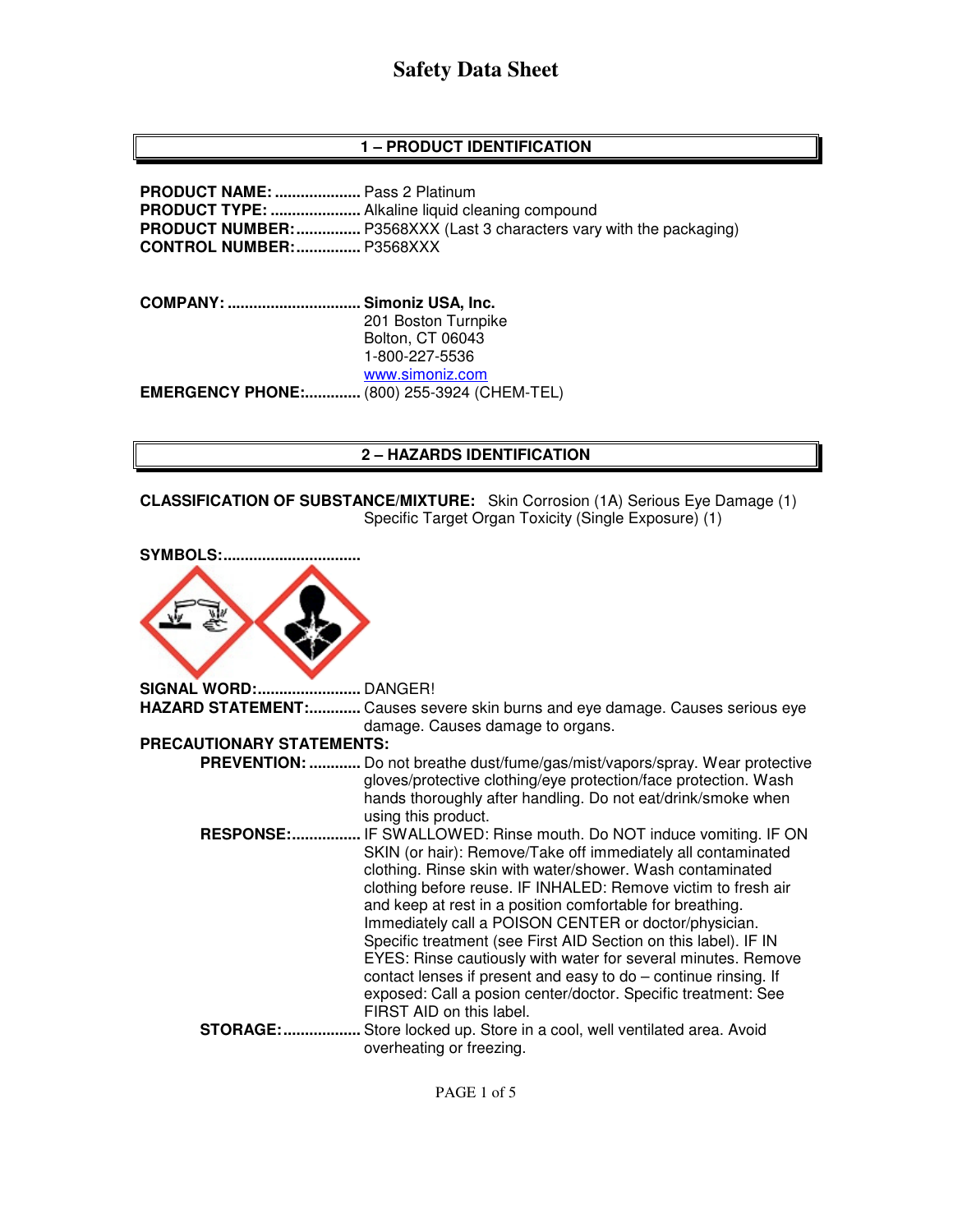# Safety Data Sheet

## 1 – PRODUCT IDENTIFICATION

**PRODUCT NAME:** .................... Pass 2 Platinum
**PRODUCT TYPE:** ..................... Alkaline liquid cleaning compound
**PRODUCT NUMBER:** ............... P3568XXX (Last 3 characters vary with the packaging)
**CONTROL NUMBER:** ............... P3568XXX

**COMPANY:** ............................... **Simoniz USA, Inc.**
201 Boston Turnpike
Bolton, CT 06043
1-800-227-5536
www.simoniz.com
**EMERGENCY PHONE:** ............. (800) 255-3924 (CHEM-TEL)

## 2 – HAZARDS IDENTIFICATION

**CLASSIFICATION OF SUBSTANCE/MIXTURE:** Skin Corrosion (1A) Serious Eye Damage (1) Specific Target Organ Toxicity (Single Exposure) (1)

**SYMBOLS:** ...............................

**SIGNAL WORD:** ........................ DANGER!
**HAZARD STATEMENT:** ............ Causes severe skin burns and eye damage. Causes serious eye damage. Causes damage to organs.

**PRECAUTIONARY STATEMENTS:**

**PREVENTION:** ............ Do not breathe dust/fume/gas/mist/vapors/spray. Wear protective gloves/protective clothing/eye protection/face protection. Wash hands thoroughly after handling. Do not eat/drink/smoke when using this product.

**RESPONSE:** ................ IF SWALLOWED: Rinse mouth. Do NOT induce vomiting. IF ON SKIN (or hair): Remove/Take off immediately all contaminated clothing. Rinse skin with water/shower. Wash contaminated clothing before reuse. IF INHALED: Remove victim to fresh air and keep at rest in a position comfortable for breathing. Immediately call a POISON CENTER or doctor/physician. Specific treatment (see First AID Section on this label). IF IN EYES: Rinse cautiously with water for several minutes. Remove contact lenses if present and easy to do – continue rinsing. If exposed: Call a posion center/doctor. Specific treatment: See FIRST AID on this label.

**STORAGE:** .................. Store locked up. Store in a cool, well ventilated area. Avoid overheating or freezing.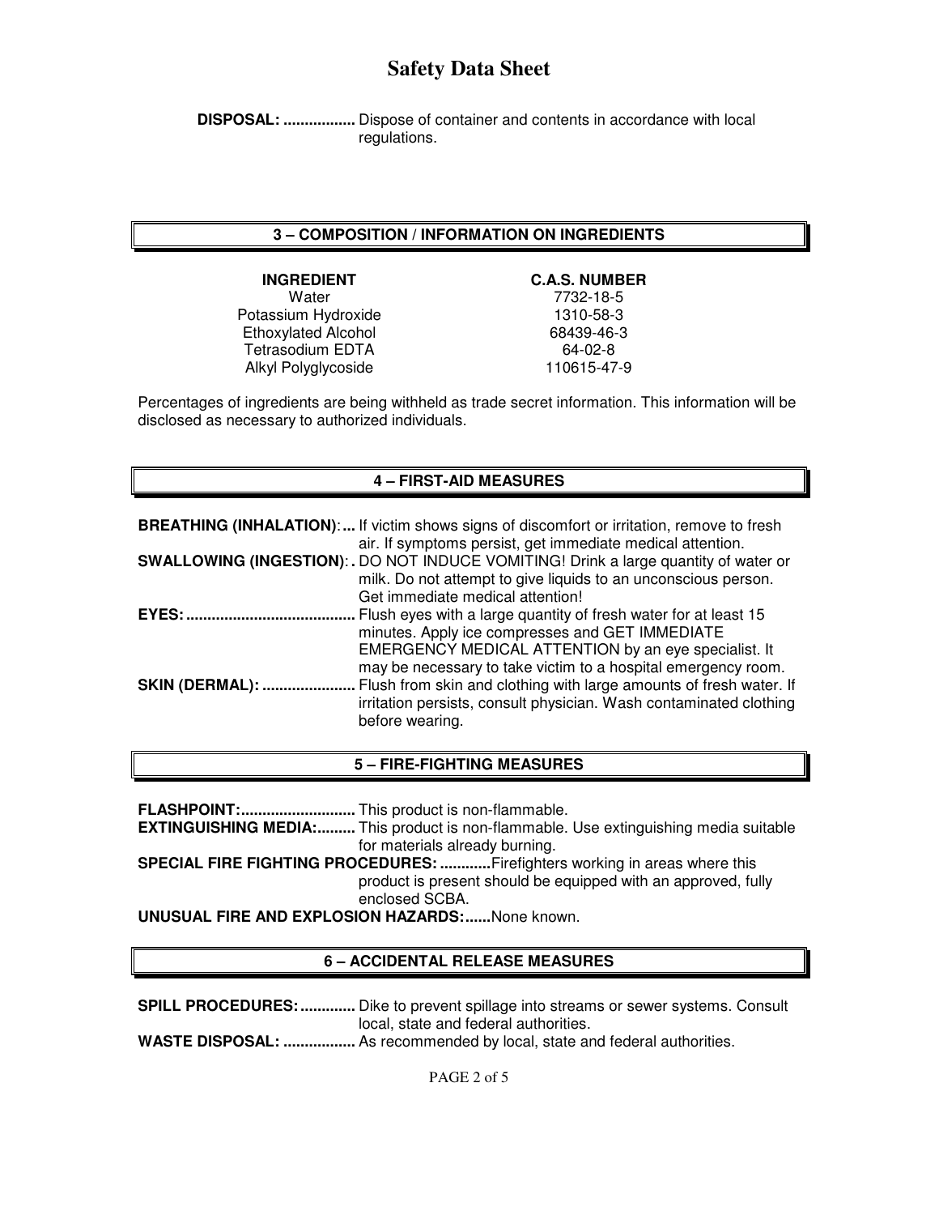**DISPOSAL: .................** Dispose of container and contents in accordance with local regulations.

## 3 – COMPOSITION / INFORMATION ON INGREDIENTS

| INGREDIENT | C.A.S. NUMBER |
|---|---|
| Water | 7732-18-5 |
| Potassium Hydroxide | 1310-58-3 |
| Ethoxylated Alcohol | 68439-46-3 |
| Tetrasodium EDTA | 64-02-8 |
| Alkyl Polyglycoside | 110615-47-9 |

Percentages of ingredients are being withheld as trade secret information. This information will be disclosed as necessary to authorized individuals.

## 4 – FIRST-AID MEASURES

**BREATHING (INHALATION):...** If victim shows signs of discomfort or irritation, remove to fresh air. If symptoms persist, get immediate medical attention.

**SWALLOWING (INGESTION):.** DO NOT INDUCE VOMITING! Drink a large quantity of water or milk. Do not attempt to give liquids to an unconscious person. Get immediate medical attention!

**EYES: ........................................** Flush eyes with a large quantity of fresh water for at least 15 minutes. Apply ice compresses and GET IMMEDIATE EMERGENCY MEDICAL ATTENTION by an eye specialist. It may be necessary to take victim to a hospital emergency room.

**SKIN (DERMAL): ......................** Flush from skin and clothing with large amounts of fresh water. If irritation persists, consult physician. Wash contaminated clothing before wearing.

## 5 – FIRE-FIGHTING MEASURES

**FLASHPOINT:...........................** This product is non-flammable.

**EXTINGUISHING MEDIA:.........** This product is non-flammable. Use extinguishing media suitable for materials already burning.

**SPECIAL FIRE FIGHTING PROCEDURES: ............** Firefighters working in areas where this product is present should be equipped with an approved, fully enclosed SCBA.

**UNUSUAL FIRE AND EXPLOSION HAZARDS:......** None known.

## 6 – ACCIDENTAL RELEASE MEASURES

**SPILL PROCEDURES: .............** Dike to prevent spillage into streams or sewer systems. Consult local, state and federal authorities.

**WASTE DISPOSAL: .................** As recommended by local, state and federal authorities.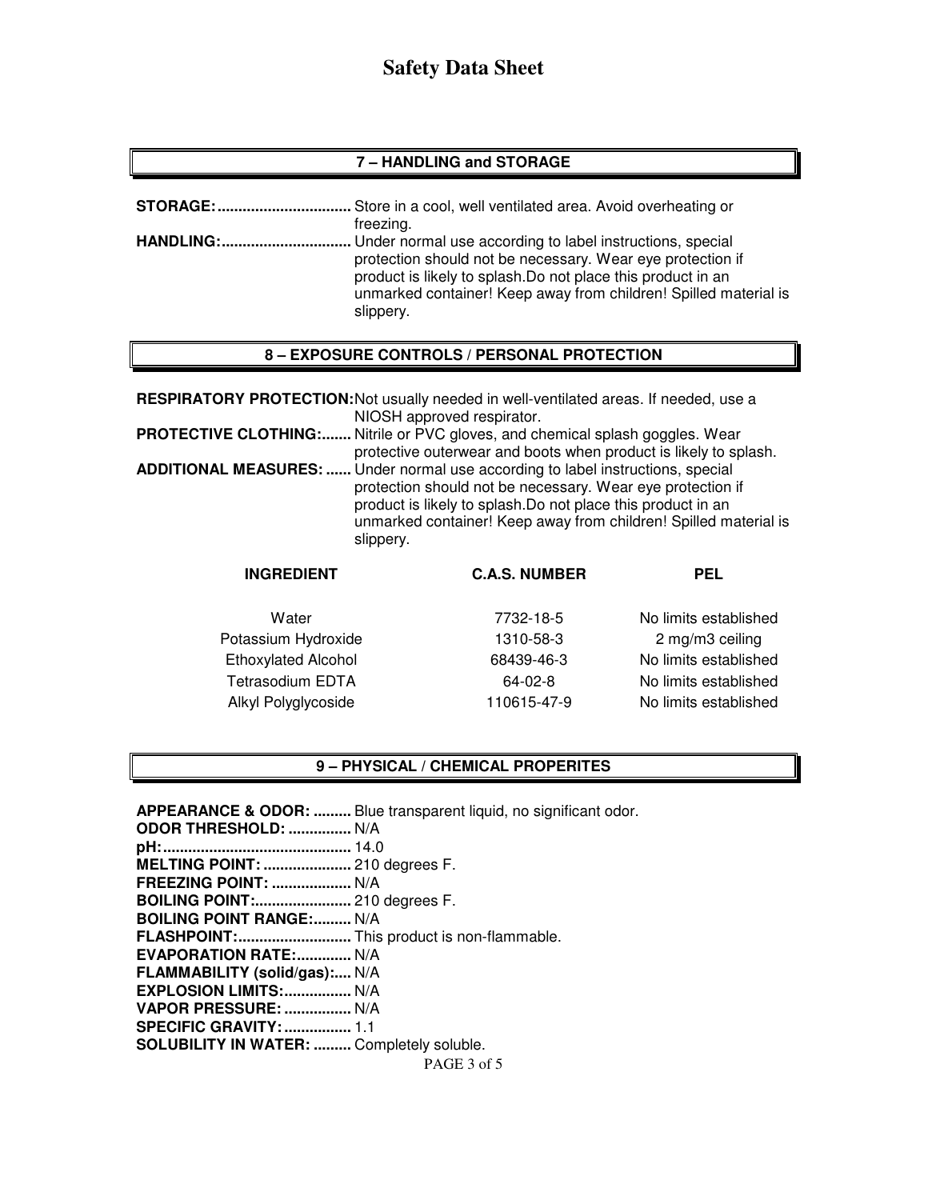## 7 – HANDLING and STORAGE

**STORAGE:** Store in a cool, well ventilated area. Avoid overheating or freezing.

**HANDLING:** Under normal use according to label instructions, special protection should not be necessary. Wear eye protection if product is likely to splash.Do not place this product in an unmarked container! Keep away from children! Spilled material is slippery.

## 8 – EXPOSURE CONTROLS / PERSONAL PROTECTION

**RESPIRATORY PROTECTION:** Not usually needed in well-ventilated areas. If needed, use a NIOSH approved respirator.

**PROTECTIVE CLOTHING:** Nitrile or PVC gloves, and chemical splash goggles. Wear protective outerwear and boots when product is likely to splash.

**ADDITIONAL MEASURES:** Under normal use according to label instructions, special protection should not be necessary. Wear eye protection if product is likely to splash.Do not place this product in an unmarked container! Keep away from children! Spilled material is slippery.

| INGREDIENT | C.A.S. NUMBER | PEL |
|---|---|---|
| Water | 7732-18-5 | No limits established |
| Potassium Hydroxide | 1310-58-3 | 2 mg/m3 ceiling |
| Ethoxylated Alcohol | 68439-46-3 | No limits established |
| Tetrasodium EDTA | 64-02-8 | No limits established |
| Alkyl Polyglycoside | 110615-47-9 | No limits established |

## 9 – PHYSICAL / CHEMICAL PROPERITES

**APPEARANCE & ODOR:** Blue transparent liquid, no significant odor.
**ODOR THRESHOLD:** N/A
**pH:** 14.0
**MELTING POINT:** 210 degrees F.
**FREEZING POINT:** N/A
**BOILING POINT:** 210 degrees F.
**BOILING POINT RANGE:** N/A
**FLASHPOINT:** This product is non-flammable.
**EVAPORATION RATE:** N/A
**FLAMMABILITY (solid/gas):** N/A
**EXPLOSION LIMITS:** N/A
**VAPOR PRESSURE:** N/A
**SPECIFIC GRAVITY:** 1.1
**SOLUBILITY IN WATER:** Completely soluble.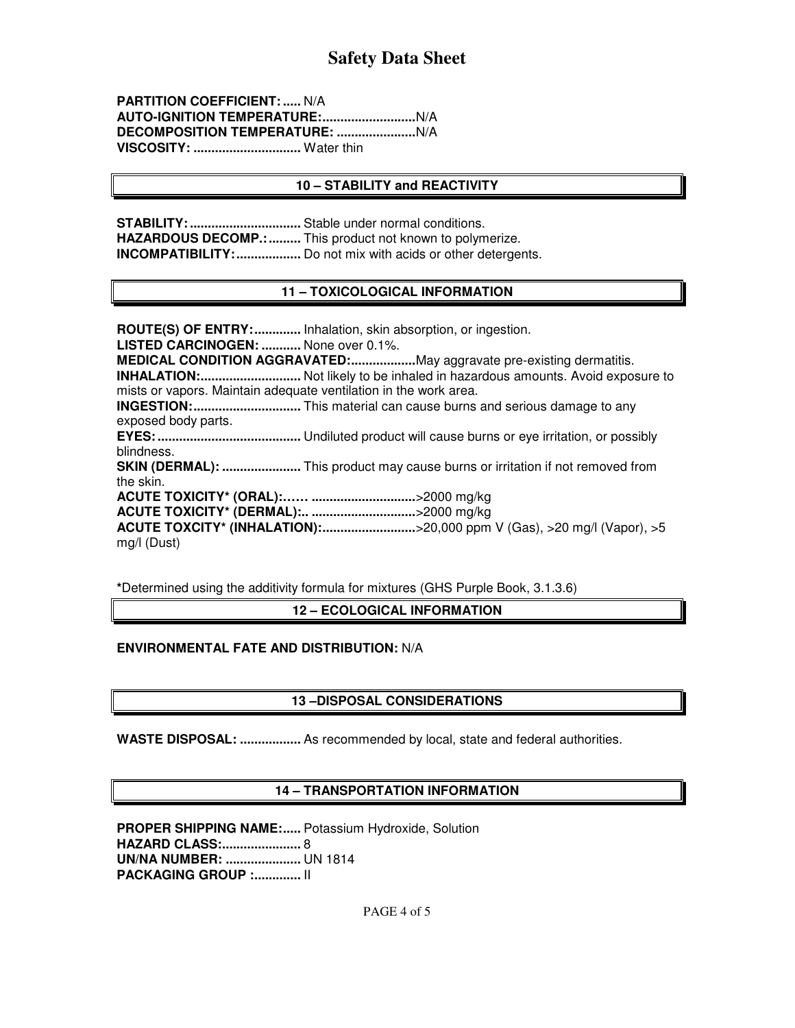**PARTITION COEFFICIENT: .....** N/A
**AUTO-IGNITION TEMPERATURE:..........................**N/A
**DECOMPOSITION TEMPERATURE: ......................**N/A
**VISCOSITY: ..............................** Water thin

## 10 – STABILITY and REACTIVITY

**STABILITY: ...............................** Stable under normal conditions.
**HAZARDOUS DECOMP.: .........** This product not known to polymerize.
**INCOMPATIBILITY: ..................** Do not mix with acids or other detergents.

## 11 – TOXICOLOGICAL INFORMATION

**ROUTE(S) OF ENTRY: .............** Inhalation, skin absorption, or ingestion.
**LISTED CARCINOGEN: ...........** None over 0.1%.
**MEDICAL CONDITION AGGRAVATED:..................**May aggravate pre-existing dermatitis.
**INHALATION:............................** Not likely to be inhaled in hazardous amounts. Avoid exposure to mists or vapors. Maintain adequate ventilation in the work area.
**INGESTION:..............................** This material can cause burns and serious damage to any exposed body parts.
**EYES: ........................................** Undiluted product will cause burns or eye irritation, or possibly blindness.
**SKIN (DERMAL): ......................** This product may cause burns or irritation if not removed from the skin.
**ACUTE TOXICITY* (ORAL):…… .............................**>2000 mg/kg
**ACUTE TOXICITY* (DERMAL):.. .............................**>2000 mg/kg
**ACUTE TOXCITY* (INHALATION):..........................**>20,000 ppm V (Gas), >20 mg/l (Vapor), >5 mg/l (Dust)

***Determined using the additivity formula for mixtures (GHS Purple Book, 3.1.3.6)**

## 12 – ECOLOGICAL INFORMATION

**ENVIRONMENTAL FATE AND DISTRIBUTION:** N/A

## 13 –DISPOSAL CONSIDERATIONS

**WASTE DISPOSAL: .................** As recommended by local, state and federal authorities.

## 14 – TRANSPORTATION INFORMATION

**PROPER SHIPPING NAME:.....** Potassium Hydroxide, Solution
**HAZARD CLASS:......................** 8
**UN/NA NUMBER: .....................** UN 1814
**PACKAGING GROUP :.............** II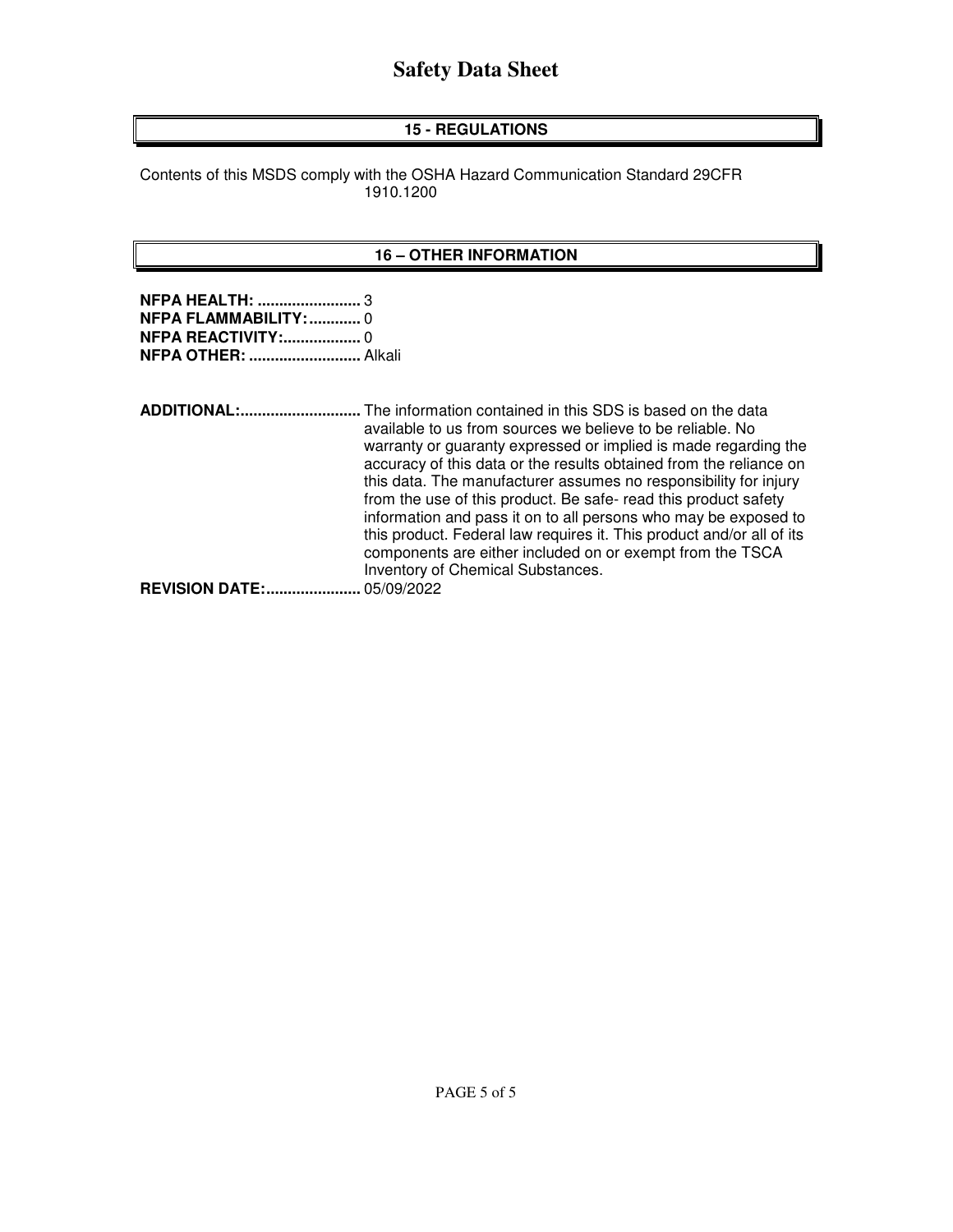## 15 - REGULATIONS

Contents of this MSDS comply with the OSHA Hazard Communication Standard 29CFR 1910.1200

## 16 – OTHER INFORMATION

**NFPA HEALTH: ........................** 3
**NFPA FLAMMABILITY: ............** 0
**NFPA REACTIVITY: ..................** 0
**NFPA OTHER: ..........................** Alkali

**ADDITIONAL: ............................** The information contained in this SDS is based on the data available to us from sources we believe to be reliable. No warranty or guaranty expressed or implied is made regarding the accuracy of this data or the results obtained from the reliance on this data. The manufacturer assumes no responsibility for injury from the use of this product. Be safe- read this product safety information and pass it on to all persons who may be exposed to this product. Federal law requires it. This product and/or all of its components are either included on or exempt from the TSCA Inventory of Chemical Substances.

**REVISION DATE: ......................** 05/09/2022